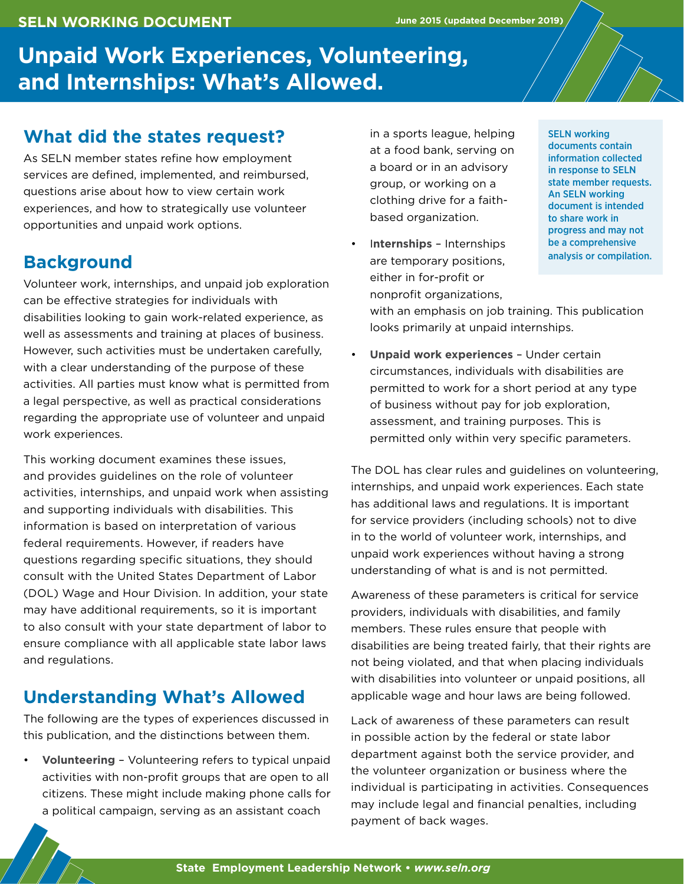SELN WORKING DOCUMENT

June 2015 (updated December 2019)

# Unpaid Work Experiences, Volunteering, and Internships: What's Allowed.

> SELN working documents contain information collected in response to SELN state member requests. An SELN working document is intended to share work in progress and may not be a comprehensive analysis or compilation.

## What did the states request?

As SELN member states refine how employment services are defined, implemented, and reimbursed, questions arise about how to view certain work experiences, and how to strategically use volunteer opportunities and unpaid work options.

## Background

Volunteer work, internships, and unpaid job exploration can be effective strategies for individuals with disabilities looking to gain work-related experience, as well as assessments and training at places of business. However, such activities must be undertaken carefully, with a clear understanding of the purpose of these activities. All parties must know what is permitted from a legal perspective, as well as practical considerations regarding the appropriate use of volunteer and unpaid work experiences.

This working document examines these issues, and provides guidelines on the role of volunteer activities, internships, and unpaid work when assisting and supporting individuals with disabilities. This information is based on interpretation of various federal requirements. However, if readers have questions regarding specific situations, they should consult with the United States Department of Labor (DOL) Wage and Hour Division. In addition, your state may have additional requirements, so it is important to also consult with your state department of labor to ensure compliance with all applicable state labor laws and regulations.

## Understanding What's Allowed

The following are the types of experiences discussed in this publication, and the distinctions between them.

- **Volunteering** – Volunteering refers to typical unpaid activities with non-profit groups that are open to all citizens. These might include making phone calls for a political campaign, serving as an assistant coach in a sports league, helping at a food bank, serving on a board or in an advisory group, or working on a clothing drive for a faith-based organization.
- **Internships** – Internships are temporary positions, either in for-profit or nonprofit organizations, with an emphasis on job training. This publication looks primarily at unpaid internships.
- **Unpaid work experiences** – Under certain circumstances, individuals with disabilities are permitted to work for a short period at any type of business without pay for job exploration, assessment, and training purposes. This is permitted only within very specific parameters.

The DOL has clear rules and guidelines on volunteering, internships, and unpaid work experiences. Each state has additional laws and regulations. It is important for service providers (including schools) not to dive in to the world of volunteer work, internships, and unpaid work experiences without having a strong understanding of what is and is not permitted.

Awareness of these parameters is critical for service providers, individuals with disabilities, and family members. These rules ensure that people with disabilities are being treated fairly, that their rights are not being violated, and that when placing individuals with disabilities into volunteer or unpaid positions, all applicable wage and hour laws are being followed.

Lack of awareness of these parameters can result in possible action by the federal or state labor department against both the service provider, and the volunteer organization or business where the individual is participating in activities. Consequences may include legal and financial penalties, including payment of back wages.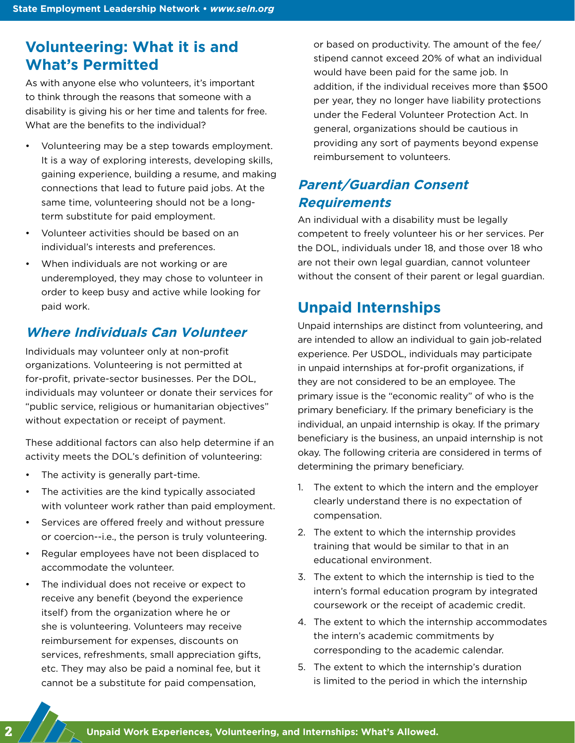## Volunteering: What it is and What's Permitted

As with anyone else who volunteers, it's important to think through the reasons that someone with a disability is giving his or her time and talents for free. What are the benefits to the individual?

- Volunteering may be a step towards employment. It is a way of exploring interests, developing skills, gaining experience, building a resume, and making connections that lead to future paid jobs. At the same time, volunteering should not be a long-term substitute for paid employment.
- Volunteer activities should be based on an individual's interests and preferences.
- When individuals are not working or are underemployed, they may chose to volunteer in order to keep busy and active while looking for paid work.

### *Where Individuals Can Volunteer*

Individuals may volunteer only at non-profit organizations. Volunteering is not permitted at for-profit, private-sector businesses. Per the DOL, individuals may volunteer or donate their services for "public service, religious or humanitarian objectives" without expectation or receipt of payment.

These additional factors can also help determine if an activity meets the DOL's definition of volunteering:

- The activity is generally part-time.
- The activities are the kind typically associated with volunteer work rather than paid employment.
- Services are offered freely and without pressure or coercion--i.e., the person is truly volunteering.
- Regular employees have not been displaced to accommodate the volunteer.
- The individual does not receive or expect to receive any benefit (beyond the experience itself) from the organization where he or she is volunteering. Volunteers may receive reimbursement for expenses, discounts on services, refreshments, small appreciation gifts, etc. They may also be paid a nominal fee, but it cannot be a substitute for paid compensation, or based on productivity. The amount of the fee/stipend cannot exceed 20% of what an individual would have been paid for the same job. In addition, if the individual receives more than $500 per year, they no longer have liability protections under the Federal Volunteer Protection Act. In general, organizations should be cautious in providing any sort of payments beyond expense reimbursement to volunteers.

### *Parent/Guardian Consent Requirements*

An individual with a disability must be legally competent to freely volunteer his or her services. Per the DOL, individuals under 18, and those over 18 who are not their own legal guardian, cannot volunteer without the consent of their parent or legal guardian.

## Unpaid Internships

Unpaid internships are distinct from volunteering, and are intended to allow an individual to gain job-related experience. Per USDOL, individuals may participate in unpaid internships at for-profit organizations, if they are not considered to be an employee. The primary issue is the "economic reality" of who is the primary beneficiary. If the primary beneficiary is the individual, an unpaid internship is okay. If the primary beneficiary is the business, an unpaid internship is not okay. The following criteria are considered in terms of determining the primary beneficiary.

1. The extent to which the intern and the employer clearly understand there is no expectation of compensation.
2. The extent to which the internship provides training that would be similar to that in an educational environment.
3. The extent to which the internship is tied to the intern's formal education program by integrated coursework or the receipt of academic credit.
4. The extent to which the internship accommodates the intern's academic commitments by corresponding to the academic calendar.
5. The extent to which the internship's duration is limited to the period in which the internship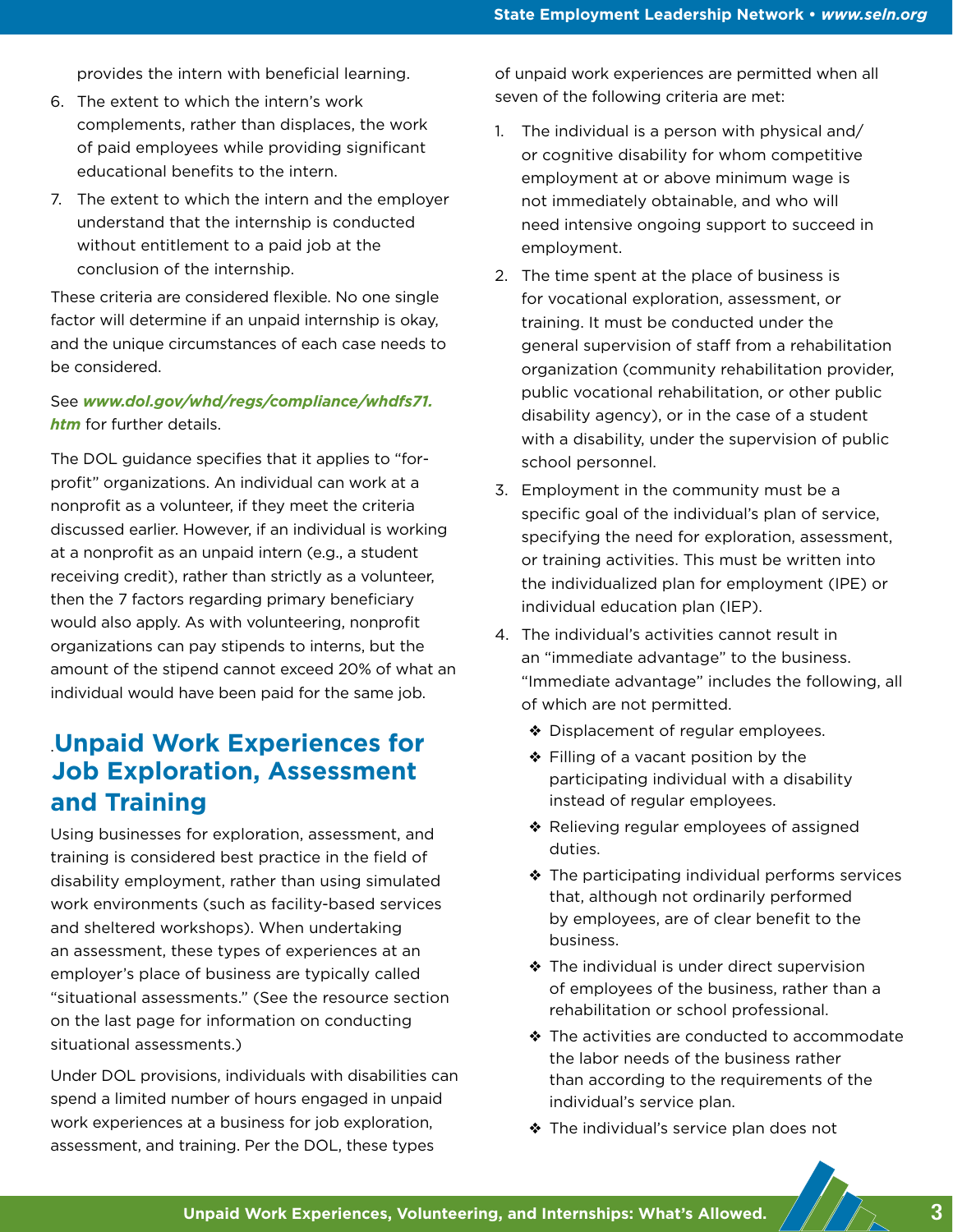provides the intern with beneficial learning.

6. The extent to which the intern's work complements, rather than displaces, the work of paid employees while providing significant educational benefits to the intern.
7. The extent to which the intern and the employer understand that the internship is conducted without entitlement to a paid job at the conclusion of the internship.

These criteria are considered flexible. No one single factor will determine if an unpaid internship is okay, and the unique circumstances of each case needs to be considered.

See ***www.dol.gov/whd/regs/compliance/whdfs71.htm*** for further details.

The DOL guidance specifies that it applies to "for-profit" organizations. An individual can work at a nonprofit as a volunteer, if they meet the criteria discussed earlier. However, if an individual is working at a nonprofit as an unpaid intern (e.g., a student receiving credit), rather than strictly as a volunteer, then the 7 factors regarding primary beneficiary would also apply. As with volunteering, nonprofit organizations can pay stipends to interns, but the amount of the stipend cannot exceed 20% of what an individual would have been paid for the same job.

## Unpaid Work Experiences for Job Exploration, Assessment and Training

Using businesses for exploration, assessment, and training is considered best practice in the field of disability employment, rather than using simulated work environments (such as facility-based services and sheltered workshops). When undertaking an assessment, these types of experiences at an employer's place of business are typically called "situational assessments." (See the resource section on the last page for information on conducting situational assessments.)

Under DOL provisions, individuals with disabilities can spend a limited number of hours engaged in unpaid work experiences at a business for job exploration, assessment, and training. Per the DOL, these types of unpaid work experiences are permitted when all seven of the following criteria are met:

1. The individual is a person with physical and/or cognitive disability for whom competitive employment at or above minimum wage is not immediately obtainable, and who will need intensive ongoing support to succeed in employment.
2. The time spent at the place of business is for vocational exploration, assessment, or training. It must be conducted under the general supervision of staff from a rehabilitation organization (community rehabilitation provider, public vocational rehabilitation, or other public disability agency), or in the case of a student with a disability, under the supervision of public school personnel.
3. Employment in the community must be a specific goal of the individual's plan of service, specifying the need for exploration, assessment, or training activities. This must be written into the individualized plan for employment (IPE) or individual education plan (IEP).
4. The individual's activities cannot result in an "immediate advantage" to the business. "Immediate advantage" includes the following, all of which are not permitted.
   - ❖ Displacement of regular employees.
   - ❖ Filling of a vacant position by the participating individual with a disability instead of regular employees.
   - ❖ Relieving regular employees of assigned duties.
   - ❖ The participating individual performs services that, although not ordinarily performed by employees, are of clear benefit to the business.
   - ❖ The individual is under direct supervision of employees of the business, rather than a rehabilitation or school professional.
   - ❖ The activities are conducted to accommodate the labor needs of the business rather than according to the requirements of the individual's service plan.
   - ❖ The individual's service plan does not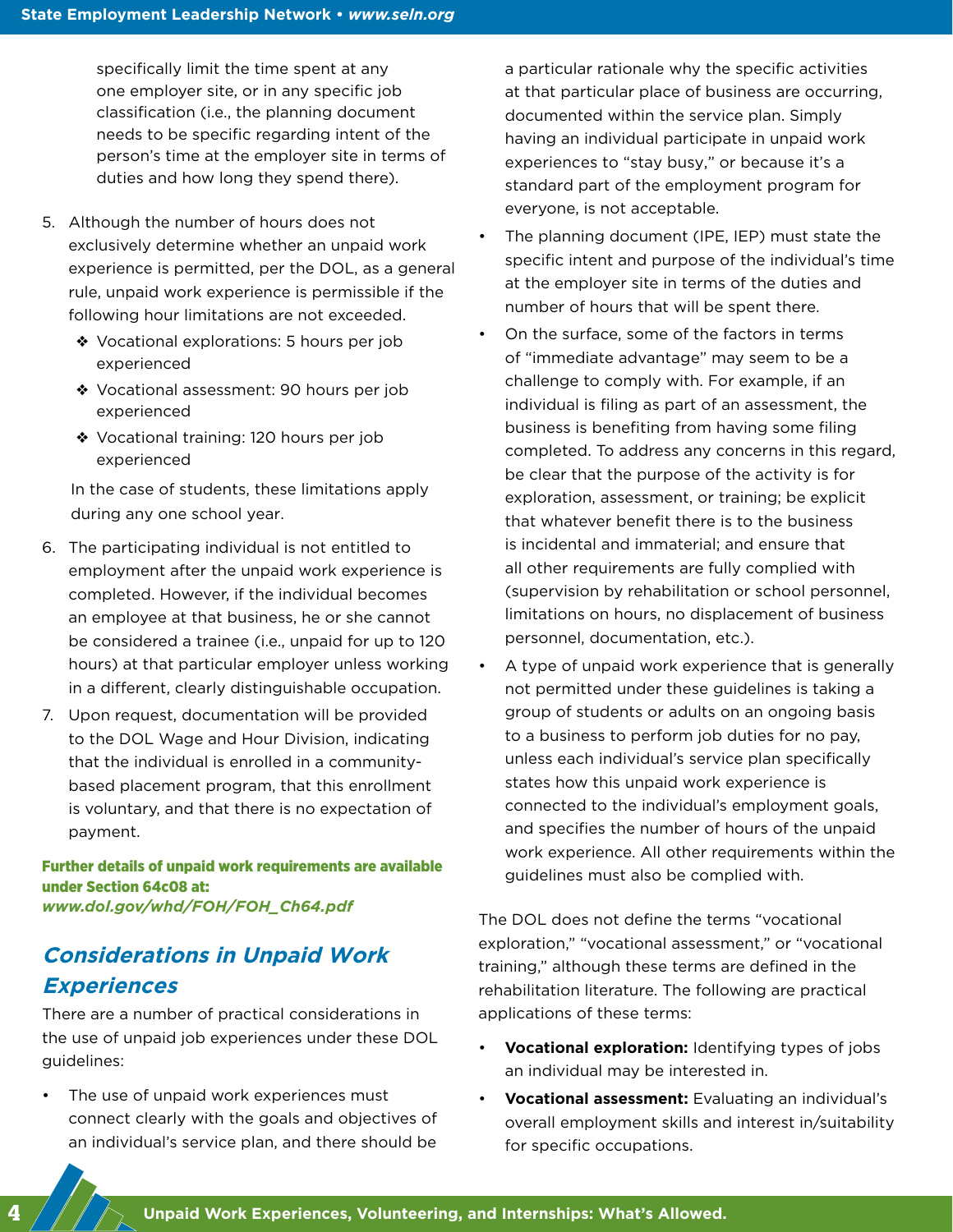specifically limit the time spent at any one employer site, or in any specific job classification (i.e., the planning document needs to be specific regarding intent of the person's time at the employer site in terms of duties and how long they spend there).

5. Although the number of hours does not exclusively determine whether an unpaid work experience is permitted, per the DOL, as a general rule, unpaid work experience is permissible if the following hour limitations are not exceeded.
   - Vocational explorations: 5 hours per job experienced
   - Vocational assessment: 90 hours per job experienced
   - Vocational training: 120 hours per job experienced

   In the case of students, these limitations apply during any one school year.

6. The participating individual is not entitled to employment after the unpaid work experience is completed. However, if the individual becomes an employee at that business, he or she cannot be considered a trainee (i.e., unpaid for up to 120 hours) at that particular employer unless working in a different, clearly distinguishable occupation.
7. Upon request, documentation will be provided to the DOL Wage and Hour Division, indicating that the individual is enrolled in a community-based placement program, that this enrollment is voluntary, and that there is no expectation of payment.

**Further details of unpaid work requirements are available under Section 64c08 at:** ***www.dol.gov/whd/FOH/FOH_Ch64.pdf***

## *Considerations in Unpaid Work Experiences*

There are a number of practical considerations in the use of unpaid job experiences under these DOL guidelines:

- The use of unpaid work experiences must connect clearly with the goals and objectives of an individual's service plan, and there should be a particular rationale why the specific activities at that particular place of business are occurring, documented within the service plan. Simply having an individual participate in unpaid work experiences to "stay busy," or because it's a standard part of the employment program for everyone, is not acceptable.
- The planning document (IPE, IEP) must state the specific intent and purpose of the individual's time at the employer site in terms of the duties and number of hours that will be spent there.
- On the surface, some of the factors in terms of "immediate advantage" may seem to be a challenge to comply with. For example, if an individual is filing as part of an assessment, the business is benefiting from having some filing completed. To address any concerns in this regard, be clear that the purpose of the activity is for exploration, assessment, or training; be explicit that whatever benefit there is to the business is incidental and immaterial; and ensure that all other requirements are fully complied with (supervision by rehabilitation or school personnel, limitations on hours, no displacement of business personnel, documentation, etc.).
- A type of unpaid work experience that is generally not permitted under these guidelines is taking a group of students or adults on an ongoing basis to a business to perform job duties for no pay, unless each individual's service plan specifically states how this unpaid work experience is connected to the individual's employment goals, and specifies the number of hours of the unpaid work experience. All other requirements within the guidelines must also be complied with.

The DOL does not define the terms "vocational exploration," "vocational assessment," or "vocational training," although these terms are defined in the rehabilitation literature. The following are practical applications of these terms:

- **Vocational exploration:** Identifying types of jobs an individual may be interested in.
- **Vocational assessment:** Evaluating an individual's overall employment skills and interest in/suitability for specific occupations.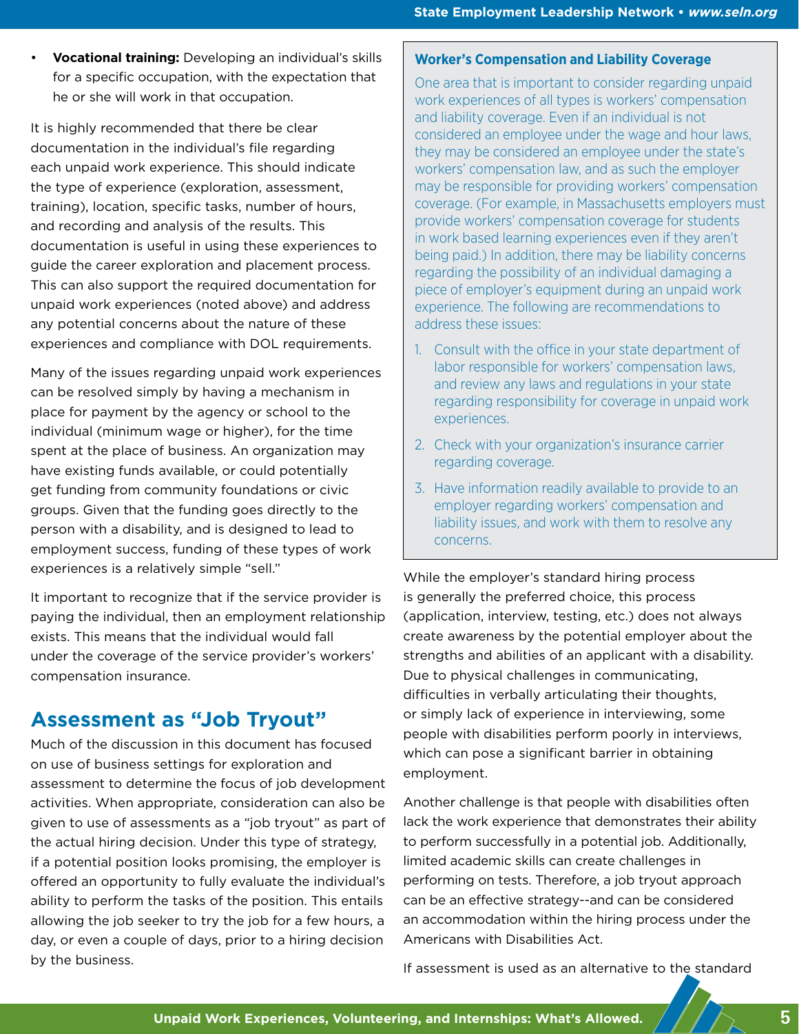- **Vocational training:** Developing an individual's skills for a specific occupation, with the expectation that he or she will work in that occupation.

It is highly recommended that there be clear documentation in the individual's file regarding each unpaid work experience. This should indicate the type of experience (exploration, assessment, training), location, specific tasks, number of hours, and recording and analysis of the results. This documentation is useful in using these experiences to guide the career exploration and placement process. This can also support the required documentation for unpaid work experiences (noted above) and address any potential concerns about the nature of these experiences and compliance with DOL requirements.

Many of the issues regarding unpaid work experiences can be resolved simply by having a mechanism in place for payment by the agency or school to the individual (minimum wage or higher), for the time spent at the place of business. An organization may have existing funds available, or could potentially get funding from community foundations or civic groups. Given that the funding goes directly to the person with a disability, and is designed to lead to employment success, funding of these types of work experiences is a relatively simple "sell."

It important to recognize that if the service provider is paying the individual, then an employment relationship exists. This means that the individual would fall under the coverage of the service provider's workers' compensation insurance.

## Assessment as "Job Tryout"

Much of the discussion in this document has focused on use of business settings for exploration and assessment to determine the focus of job development activities. When appropriate, consideration can also be given to use of assessments as a "job tryout" as part of the actual hiring decision. Under this type of strategy, if a potential position looks promising, the employer is offered an opportunity to fully evaluate the individual's ability to perform the tasks of the position. This entails allowing the job seeker to try the job for a few hours, a day, or even a couple of days, prior to a hiring decision by the business.

### Worker's Compensation and Liability Coverage

One area that is important to consider regarding unpaid work experiences of all types is workers' compensation and liability coverage. Even if an individual is not considered an employee under the wage and hour laws, they may be considered an employee under the state's workers' compensation law, and as such the employer may be responsible for providing workers' compensation coverage. (For example, in Massachusetts employers must provide workers' compensation coverage for students in work based learning experiences even if they aren't being paid.) In addition, there may be liability concerns regarding the possibility of an individual damaging a piece of employer's equipment during an unpaid work experience. The following are recommendations to address these issues:

1. Consult with the office in your state department of labor responsible for workers' compensation laws, and review any laws and regulations in your state regarding responsibility for coverage in unpaid work experiences.
2. Check with your organization's insurance carrier regarding coverage.
3. Have information readily available to provide to an employer regarding workers' compensation and liability issues, and work with them to resolve any concerns.

While the employer's standard hiring process is generally the preferred choice, this process (application, interview, testing, etc.) does not always create awareness by the potential employer about the strengths and abilities of an applicant with a disability. Due to physical challenges in communicating, difficulties in verbally articulating their thoughts, or simply lack of experience in interviewing, some people with disabilities perform poorly in interviews, which can pose a significant barrier in obtaining employment.

Another challenge is that people with disabilities often lack the work experience that demonstrates their ability to perform successfully in a potential job. Additionally, limited academic skills can create challenges in performing on tests. Therefore, a job tryout approach can be an effective strategy--and can be considered an accommodation within the hiring process under the Americans with Disabilities Act.

If assessment is used as an alternative to the standard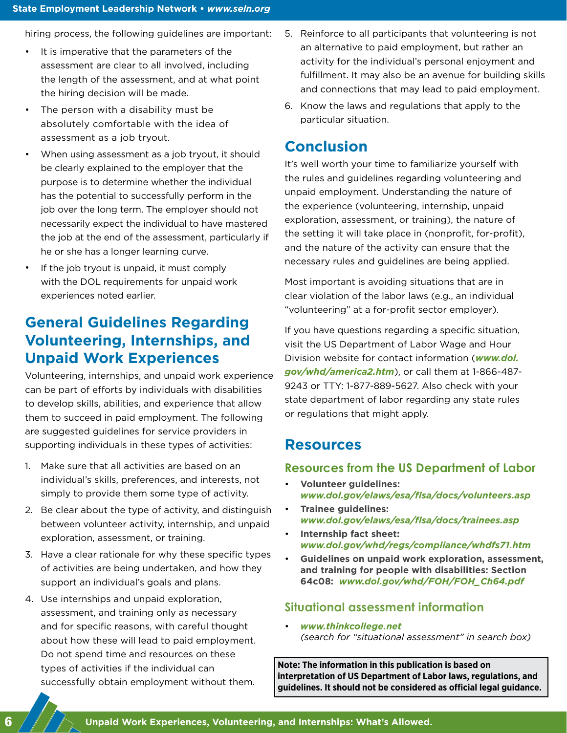hiring process, the following guidelines are important:

- It is imperative that the parameters of the assessment are clear to all involved, including the length of the assessment, and at what point the hiring decision will be made.
- The person with a disability must be absolutely comfortable with the idea of assessment as a job tryout.
- When using assessment as a job tryout, it should be clearly explained to the employer that the purpose is to determine whether the individual has the potential to successfully perform in the job over the long term. The employer should not necessarily expect the individual to have mastered the job at the end of the assessment, particularly if he or she has a longer learning curve.
- If the job tryout is unpaid, it must comply with the DOL requirements for unpaid work experiences noted earlier.

## General Guidelines Regarding Volunteering, Internships, and Unpaid Work Experiences

Volunteering, internships, and unpaid work experience can be part of efforts by individuals with disabilities to develop skills, abilities, and experience that allow them to succeed in paid employment. The following are suggested guidelines for service providers in supporting individuals in these types of activities:

1. Make sure that all activities are based on an individual's skills, preferences, and interests, not simply to provide them some type of activity.
2. Be clear about the type of activity, and distinguish between volunteer activity, internship, and unpaid exploration, assessment, or training.
3. Have a clear rationale for why these specific types of activities are being undertaken, and how they support an individual's goals and plans.
4. Use internships and unpaid exploration, assessment, and training only as necessary and for specific reasons, with careful thought about how these will lead to paid employment. Do not spend time and resources on these types of activities if the individual can successfully obtain employment without them.
5. Reinforce to all participants that volunteering is not an alternative to paid employment, but rather an activity for the individual's personal enjoyment and fulfillment. It may also be an avenue for building skills and connections that may lead to paid employment.
6. Know the laws and regulations that apply to the particular situation.

## Conclusion

It's well worth your time to familiarize yourself with the rules and guidelines regarding volunteering and unpaid employment. Understanding the nature of the experience (volunteering, internship, unpaid exploration, assessment, or training), the nature of the setting it will take place in (nonprofit, for-profit), and the nature of the activity can ensure that the necessary rules and guidelines are being applied.

Most important is avoiding situations that are in clear violation of the labor laws (e.g., an individual "volunteering" at a for-profit sector employer).

If you have questions regarding a specific situation, visit the US Department of Labor Wage and Hour Division website for contact information (***www.dol.gov/whd/america2.htm***), or call them at 1-866-487-9243 or TTY: 1-877-889-5627. Also check with your state department of labor regarding any state rules or regulations that might apply.

## Resources

### Resources from the US Department of Labor

- **Volunteer guidelines:** ***www.dol.gov/elaws/esa/flsa/docs/volunteers.asp***
- **Trainee guidelines:** ***www.dol.gov/elaws/esa/flsa/docs/trainees.asp***
- **Internship fact sheet:** ***www.dol.gov/whd/regs/compliance/whdfs71.htm***
- **Guidelines on unpaid work exploration, assessment, and training for people with disabilities: Section 64c08:** ***www.dol.gov/whd/FOH/FOH_Ch64.pdf***

### Situational assessment information

- ***www.thinkcollege.net*** *(search for "situational assessment" in search box)*

**Note: The information in this publication is based on interpretation of US Department of Labor laws, regulations, and guidelines. It should not be considered as official legal guidance.**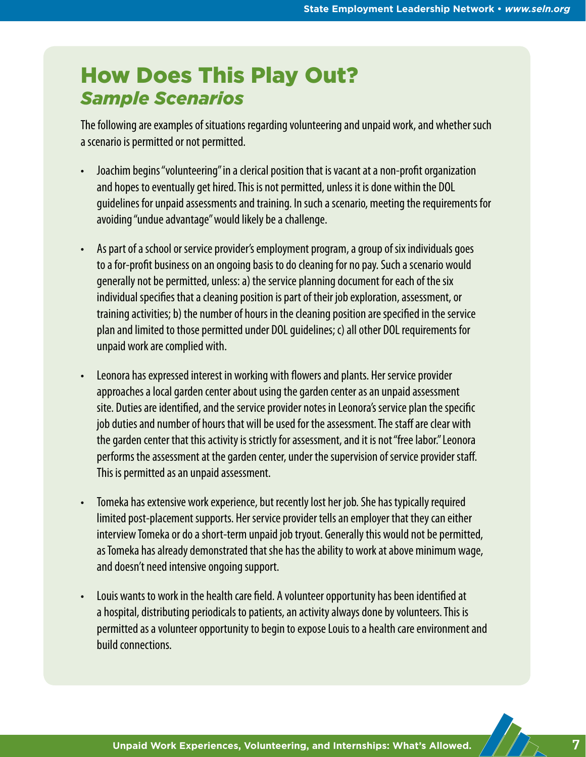# How Does This Play Out?
## *Sample Scenarios*

The following are examples of situations regarding volunteering and unpaid work, and whether such a scenario is permitted or not permitted.

- Joachim begins "volunteering" in a clerical position that is vacant at a non-profit organization and hopes to eventually get hired. This is not permitted, unless it is done within the DOL guidelines for unpaid assessments and training. In such a scenario, meeting the requirements for avoiding "undue advantage" would likely be a challenge.

- As part of a school or service provider's employment program, a group of six individuals goes to a for-profit business on an ongoing basis to do cleaning for no pay. Such a scenario would generally not be permitted, unless: a) the service planning document for each of the six individual specifies that a cleaning position is part of their job exploration, assessment, or training activities; b) the number of hours in the cleaning position are specified in the service plan and limited to those permitted under DOL guidelines; c) all other DOL requirements for unpaid work are complied with.

- Leonora has expressed interest in working with flowers and plants. Her service provider approaches a local garden center about using the garden center as an unpaid assessment site. Duties are identified, and the service provider notes in Leonora's service plan the specific job duties and number of hours that will be used for the assessment. The staff are clear with the garden center that this activity is strictly for assessment, and it is not "free labor." Leonora performs the assessment at the garden center, under the supervision of service provider staff. This is permitted as an unpaid assessment.

- Tomeka has extensive work experience, but recently lost her job. She has typically required limited post-placement supports. Her service provider tells an employer that they can either interview Tomeka or do a short-term unpaid job tryout. Generally this would not be permitted, as Tomeka has already demonstrated that she has the ability to work at above minimum wage, and doesn't need intensive ongoing support.

- Louis wants to work in the health care field. A volunteer opportunity has been identified at a hospital, distributing periodicals to patients, an activity always done by volunteers. This is permitted as a volunteer opportunity to begin to expose Louis to a health care environment and build connections.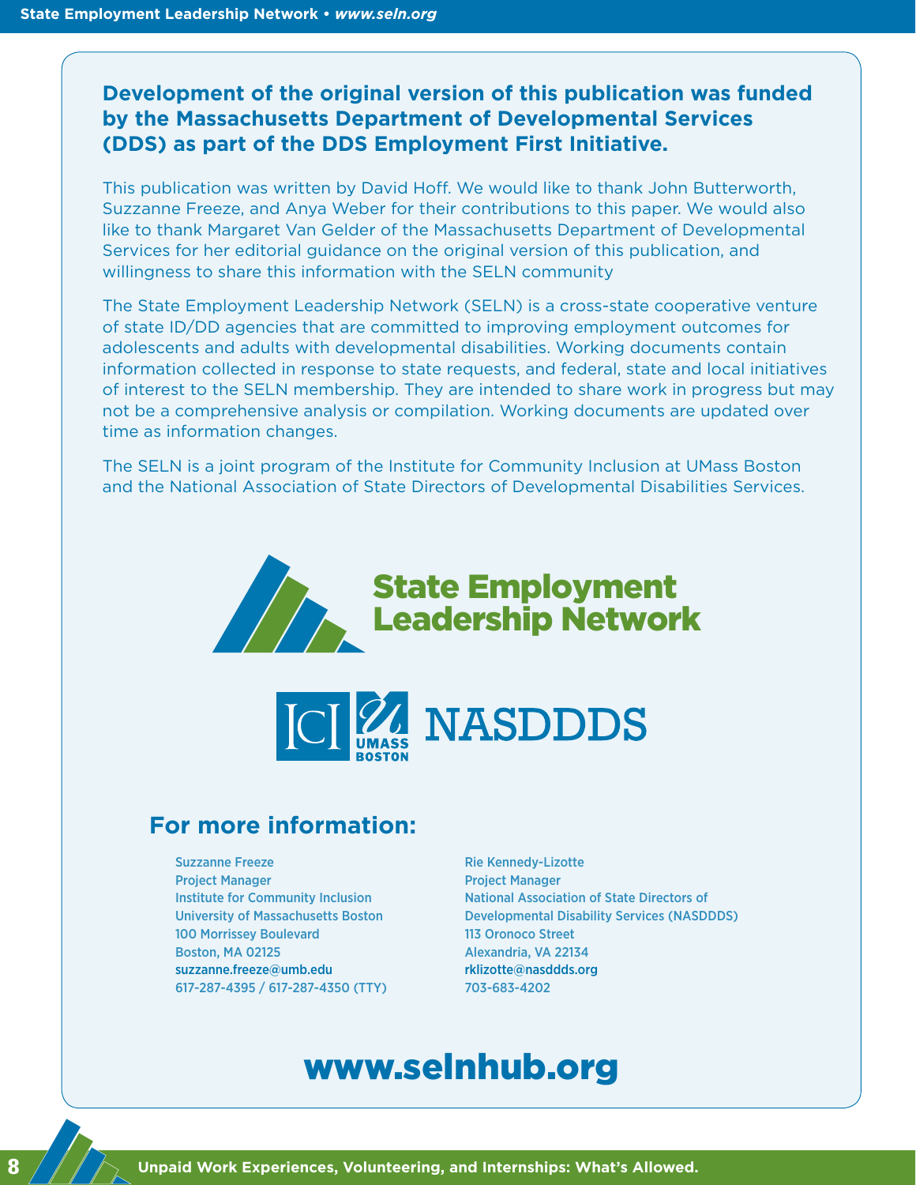**Development of the original version of this publication was funded by the Massachusetts Department of Developmental Services (DDS) as part of the DDS Employment First Initiative.**

This publication was written by David Hoff. We would like to thank John Butterworth, Suzzanne Freeze, and Anya Weber for their contributions to this paper. We would also like to thank Margaret Van Gelder of the Massachusetts Department of Developmental Services for her editorial guidance on the original version of this publication, and willingness to share this information with the SELN community

The State Employment Leadership Network (SELN) is a cross-state cooperative venture of state ID/DD agencies that are committed to improving employment outcomes for adolescents and adults with developmental disabilities. Working documents contain information collected in response to state requests, and federal, state and local initiatives of interest to the SELN membership. They are intended to share work in progress but may not be a comprehensive analysis or compilation. Working documents are updated over time as information changes.

The SELN is a joint program of the Institute for Community Inclusion at UMass Boston and the National Association of State Directors of Developmental Disabilities Services.

State Employment Leadership Network

ICI UMASS BOSTON NASDDDS

## For more information:

Suzzanne Freeze
Project Manager
Institute for Community Inclusion
University of Massachusetts Boston
100 Morrissey Boulevard
Boston, MA 02125
suzzanne.freeze@umb.edu
617-287-4395 / 617-287-4350 (TTY)

Rie Kennedy-Lizotte
Project Manager
National Association of State Directors of Developmental Disability Services (NASDDDS)
113 Oronoco Street
Alexandria, VA 22134
rklizotte@nasddds.org
703-683-4202

## www.selnhub.org